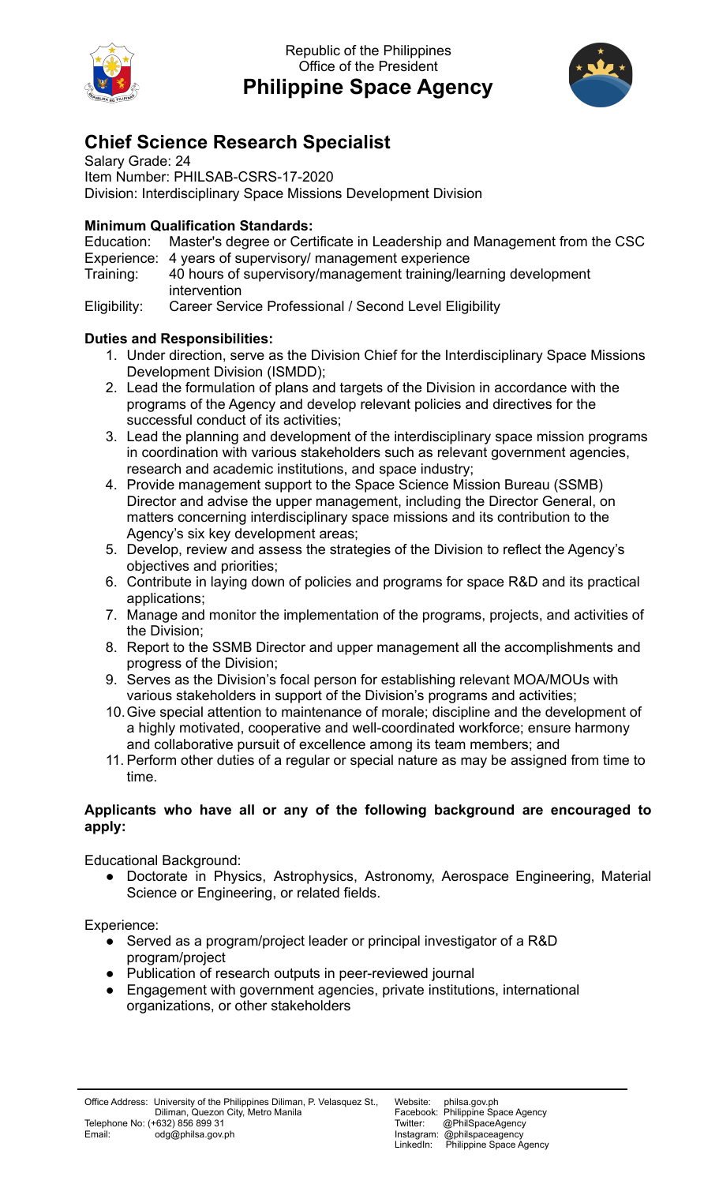Republic of the Philippines
Office of the President

# Philippine Space Agency

## Chief Science Research Specialist

Salary Grade: 24
Item Number: PHILSAB-CSRS-17-2020
Division: Interdisciplinary Space Missions Development Division

### Minimum Qualification Standards:

| | |
|---|---|
| Education: | Master's degree or Certificate in Leadership and Management from the CSC |
| Experience: | 4 years of supervisory/ management experience |
| Training: | 40 hours of supervisory/management training/learning development intervention |
| Eligibility: | Career Service Professional / Second Level Eligibility |

### Duties and Responsibilities:

1. Under direction, serve as the Division Chief for the Interdisciplinary Space Missions Development Division (ISMDD);
2. Lead the formulation of plans and targets of the Division in accordance with the programs of the Agency and develop relevant policies and directives for the successful conduct of its activities;
3. Lead the planning and development of the interdisciplinary space mission programs in coordination with various stakeholders such as relevant government agencies, research and academic institutions, and space industry;
4. Provide management support to the Space Science Mission Bureau (SSMB) Director and advise the upper management, including the Director General, on matters concerning interdisciplinary space missions and its contribution to the Agency's six key development areas;
5. Develop, review and assess the strategies of the Division to reflect the Agency's objectives and priorities;
6. Contribute in laying down of policies and programs for space R&D and its practical applications;
7. Manage and monitor the implementation of the programs, projects, and activities of the Division;
8. Report to the SSMB Director and upper management all the accomplishments and progress of the Division;
9. Serves as the Division's focal person for establishing relevant MOA/MOUs with various stakeholders in support of the Division's programs and activities;
10. Give special attention to maintenance of morale; discipline and the development of a highly motivated, cooperative and well-coordinated workforce; ensure harmony and collaborative pursuit of excellence among its team members; and
11. Perform other duties of a regular or special nature as may be assigned from time to time.

### Applicants who have all or any of the following background are encouraged to apply:

Educational Background:

- Doctorate in Physics, Astrophysics, Astronomy, Aerospace Engineering, Material Science or Engineering, or related fields.

Experience:

- Served as a program/project leader or principal investigator of a R&D program/project
- Publication of research outputs in peer-reviewed journal
- Engagement with government agencies, private institutions, international organizations, or other stakeholders

Office Address: University of the Philippines Diliman, P. Velasquez St., Diliman, Quezon City, Metro Manila
Telephone No: (+632) 856 899 31
Email: odg@philsa.gov.ph

Website: philsa.gov.ph
Facebook: Philippine Space Agency
Twitter: @PhilSpaceAgency
Instagram: @philspaceagency
LinkedIn: Philippine Space Agency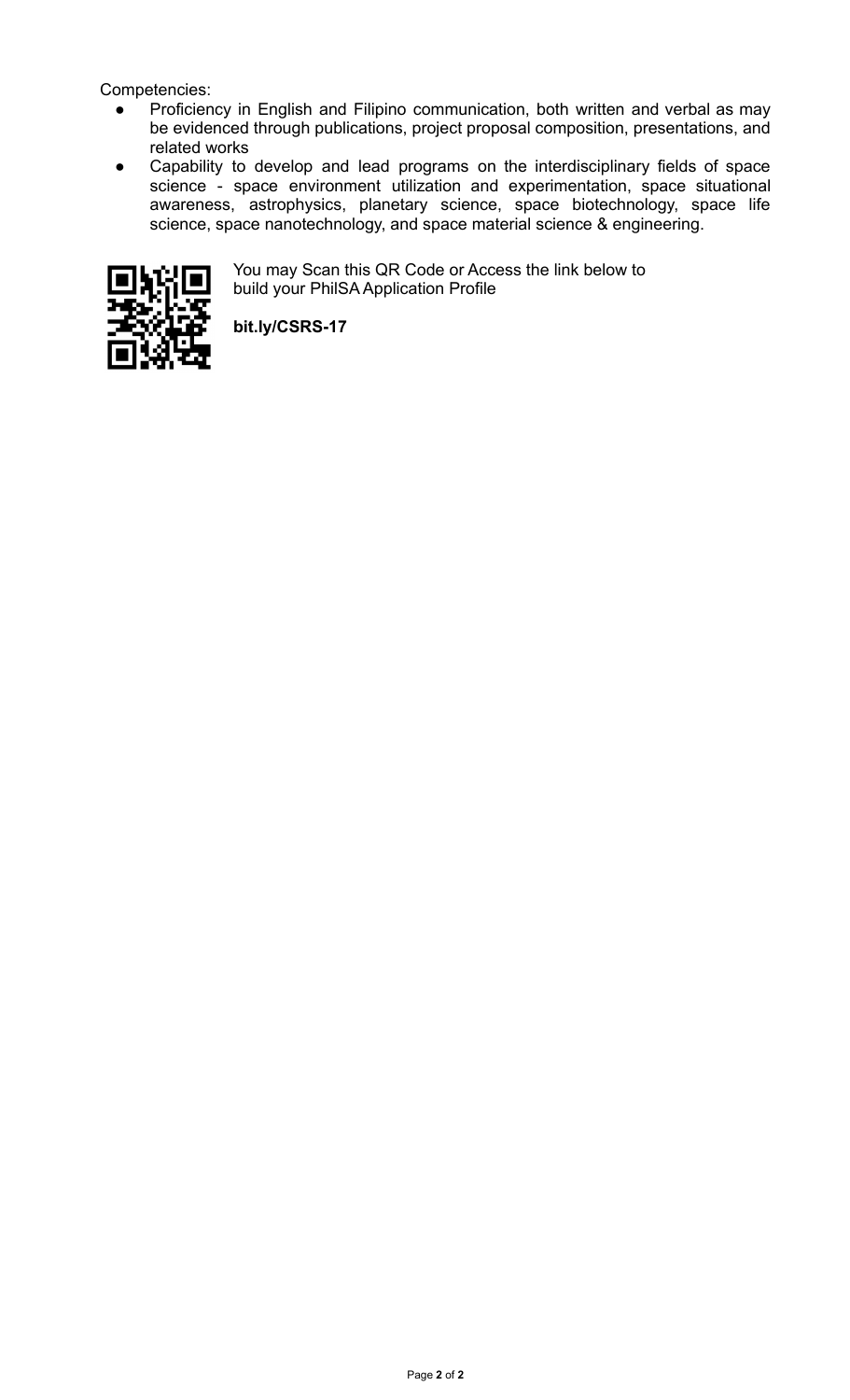Competencies:

- Proficiency in English and Filipino communication, both written and verbal as may be evidenced through publications, project proposal composition, presentations, and related works
- Capability to develop and lead programs on the interdisciplinary fields of space science - space environment utilization and experimentation, space situational awareness, astrophysics, planetary science, space biotechnology, space life science, space nanotechnology, and space material science & engineering.

You may Scan this QR Code or Access the link below to build your PhilSA Application Profile

**bit.ly/CSRS-17**